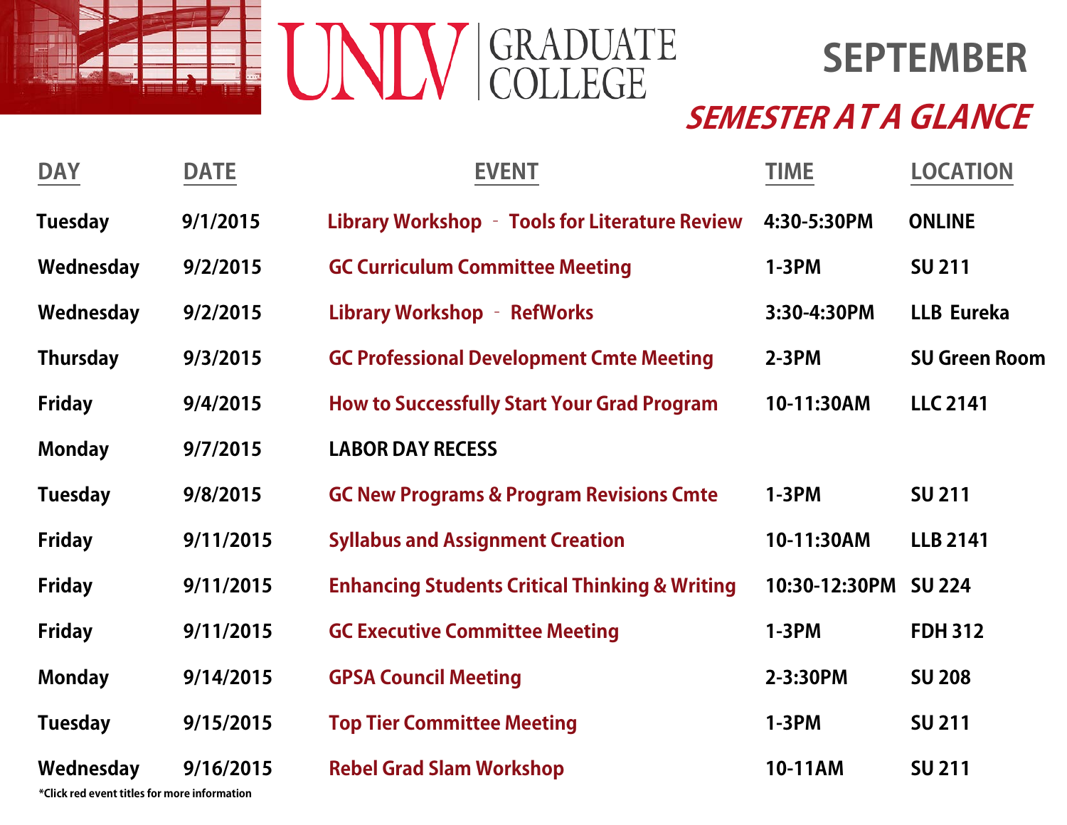# UNLV GRADUATE COLLEGE

## SEPTEMBER

## *SEMESTER AT A GLANCE*

| DAY | DATE | EVENT | TIME | LOCATION |
|---|---|---|---|---|
| Tuesday | 9/1/2015 | Library Workshop - Tools for Literature Review | 4:30-5:30PM | ONLINE |
| Wednesday | 9/2/2015 | GC Curriculum Committee Meeting | 1-3PM | SU 211 |
| Wednesday | 9/2/2015 | Library Workshop - RefWorks | 3:30-4:30PM | LLB Eureka |
| Thursday | 9/3/2015 | GC Professional Development Cmte Meeting | 2-3PM | SU Green Room |
| Friday | 9/4/2015 | How to Successfully Start Your Grad Program | 10-11:30AM | LLC 2141 |
| Monday | 9/7/2015 | LABOR DAY RECESS | | |
| Tuesday | 9/8/2015 | GC New Programs & Program Revisions Cmte | 1-3PM | SU 211 |
| Friday | 9/11/2015 | Syllabus and Assignment Creation | 10-11:30AM | LLB 2141 |
| Friday | 9/11/2015 | Enhancing Students Critical Thinking & Writing | 10:30-12:30PM | SU 224 |
| Friday | 9/11/2015 | GC Executive Committee Meeting | 1-3PM | FDH 312 |
| Monday | 9/14/2015 | GPSA Council Meeting | 2-3:30PM | SU 208 |
| Tuesday | 9/15/2015 | Top Tier Committee Meeting | 1-3PM | SU 211 |
| Wednesday | 9/16/2015 | Rebel Grad Slam Workshop | 10-11AM | SU 211 |

*Click red event titles for more information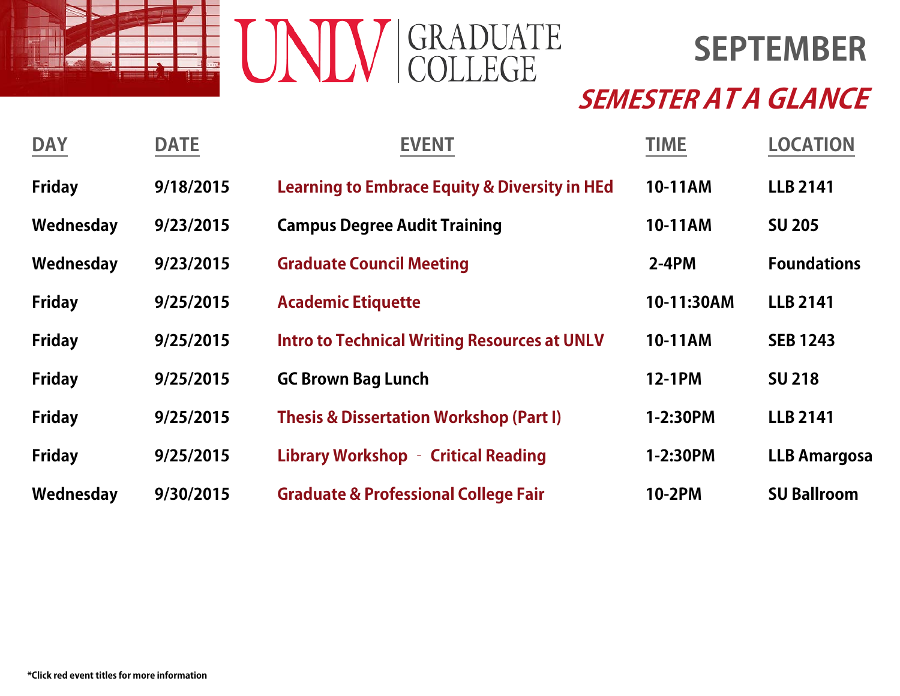# UNLV GRADUATE COLLEGE

## SEPTEMBER

### *SEMESTER AT A GLANCE*

| DAY | DATE | EVENT | TIME | LOCATION |
|---|---|---|---|---|
| Friday | 9/18/2015 | Learning to Embrace Equity & Diversity in HEd | 10-11AM | LLB 2141 |
| Wednesday | 9/23/2015 | Campus Degree Audit Training | 10-11AM | SU 205 |
| Wednesday | 9/23/2015 | Graduate Council Meeting | 2-4PM | Foundations |
| Friday | 9/25/2015 | Academic Etiquette | 10-11:30AM | LLB 2141 |
| Friday | 9/25/2015 | Intro to Technical Writing Resources at UNLV | 10-11AM | SEB 1243 |
| Friday | 9/25/2015 | GC Brown Bag Lunch | 12-1PM | SU 218 |
| Friday | 9/25/2015 | Thesis & Dissertation Workshop (Part I) | 1-2:30PM | LLB 2141 |
| Friday | 9/25/2015 | Library Workshop - Critical Reading | 1-2:30PM | LLB Amargosa |
| Wednesday | 9/30/2015 | Graduate & Professional College Fair | 10-2PM | SU Ballroom |

*Click red event titles for more information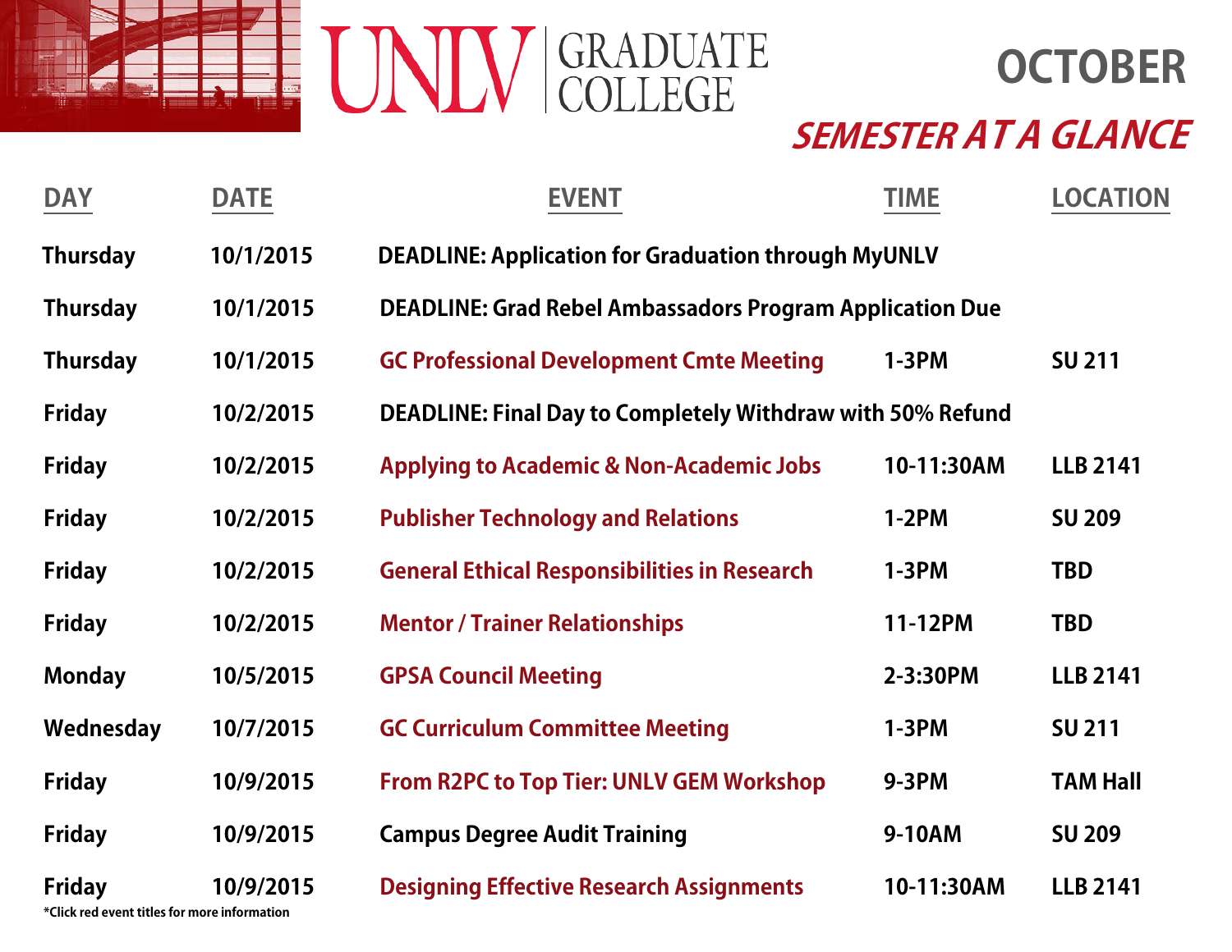# UNLV GRADUATE COLLEGE

## OCTOBER

## *SEMESTER AT A GLANCE*

| DAY | DATE | EVENT | TIME | LOCATION |
|---|---|---|---|---|
| Thursday | 10/1/2015 | DEADLINE: Application for Graduation through MyUNLV | | |
| Thursday | 10/1/2015 | DEADLINE: Grad Rebel Ambassadors Program Application Due | | |
| Thursday | 10/1/2015 | GC Professional Development Cmte Meeting | 1-3PM | SU 211 |
| Friday | 10/2/2015 | DEADLINE: Final Day to Completely Withdraw with 50% Refund | | |
| Friday | 10/2/2015 | Applying to Academic & Non-Academic Jobs | 10-11:30AM | LLB 2141 |
| Friday | 10/2/2015 | Publisher Technology and Relations | 1-2PM | SU 209 |
| Friday | 10/2/2015 | General Ethical Responsibilities in Research | 1-3PM | TBD |
| Friday | 10/2/2015 | Mentor / Trainer Relationships | 11-12PM | TBD |
| Monday | 10/5/2015 | GPSA Council Meeting | 2-3:30PM | LLB 2141 |
| Wednesday | 10/7/2015 | GC Curriculum Committee Meeting | 1-3PM | SU 211 |
| Friday | 10/9/2015 | From R2PC to Top Tier: UNLV GEM Workshop | 9-3PM | TAM Hall |
| Friday | 10/9/2015 | Campus Degree Audit Training | 9-10AM | SU 209 |
| Friday | 10/9/2015 | Designing Effective Research Assignments | 10-11:30AM | LLB 2141 |

*Click red event titles for more information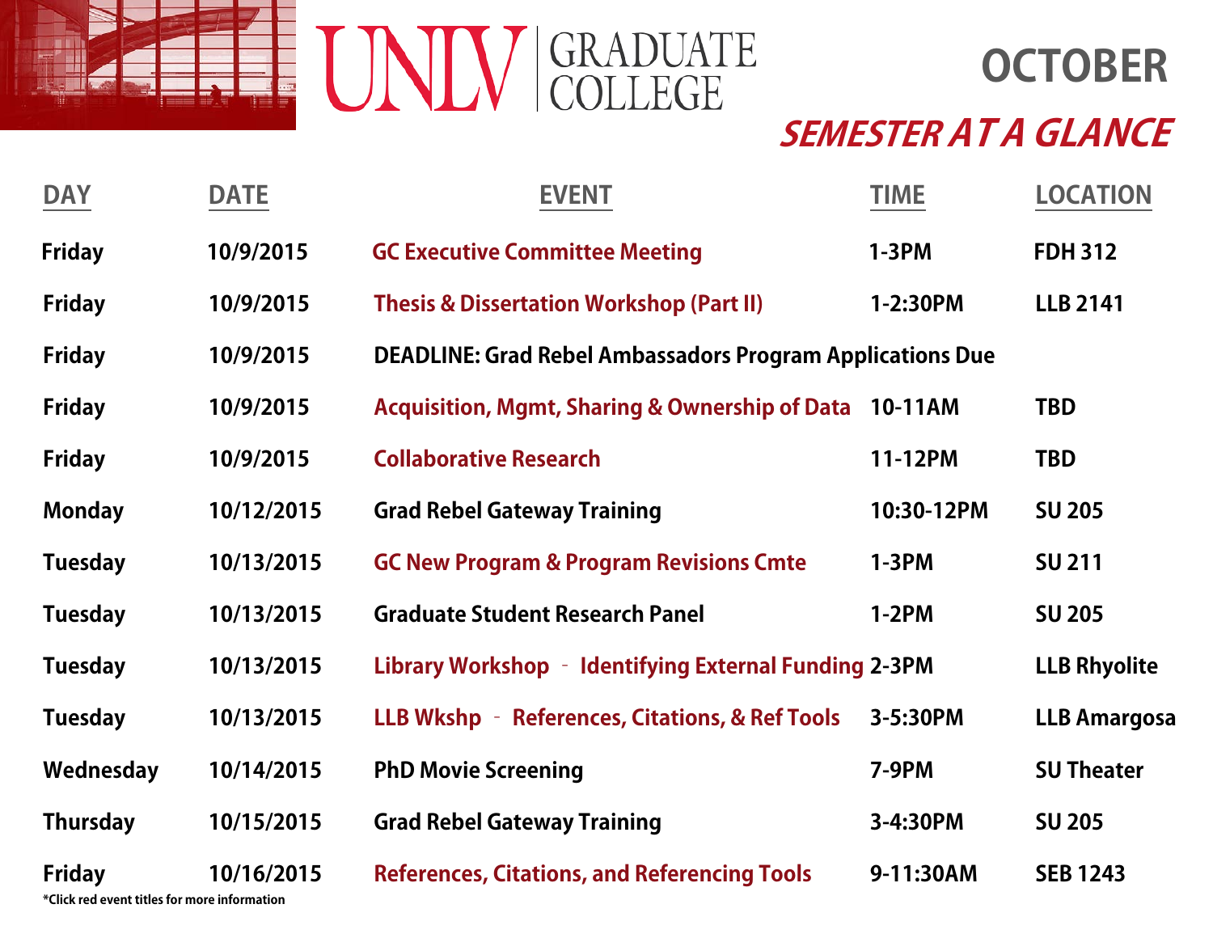# UNLV GRADUATE COLLEGE

## OCTOBER

## *SEMESTER AT A GLANCE*

| DAY | DATE | EVENT | TIME | LOCATION |
|---|---|---|---|---|
| Friday | 10/9/2015 | GC Executive Committee Meeting | 1-3PM | FDH 312 |
| Friday | 10/9/2015 | Thesis & Dissertation Workshop (Part II) | 1-2:30PM | LLB 2141 |
| Friday | 10/9/2015 | DEADLINE: Grad Rebel Ambassadors Program Applications Due | | |
| Friday | 10/9/2015 | Acquisition, Mgmt, Sharing & Ownership of Data | 10-11AM | TBD |
| Friday | 10/9/2015 | Collaborative Research | 11-12PM | TBD |
| Monday | 10/12/2015 | Grad Rebel Gateway Training | 10:30-12PM | SU 205 |
| Tuesday | 10/13/2015 | GC New Program & Program Revisions Cmte | 1-3PM | SU 211 |
| Tuesday | 10/13/2015 | Graduate Student Research Panel | 1-2PM | SU 205 |
| Tuesday | 10/13/2015 | Library Workshop - Identifying External Funding | 2-3PM | LLB Rhyolite |
| Tuesday | 10/13/2015 | LLB Wkshp - References, Citations, & Ref Tools | 3-5:30PM | LLB Amargosa |
| Wednesday | 10/14/2015 | PhD Movie Screening | 7-9PM | SU Theater |
| Thursday | 10/15/2015 | Grad Rebel Gateway Training | 3-4:30PM | SU 205 |
| Friday | 10/16/2015 | References, Citations, and Referencing Tools | 9-11:30AM | SEB 1243 |

*Click red event titles for more information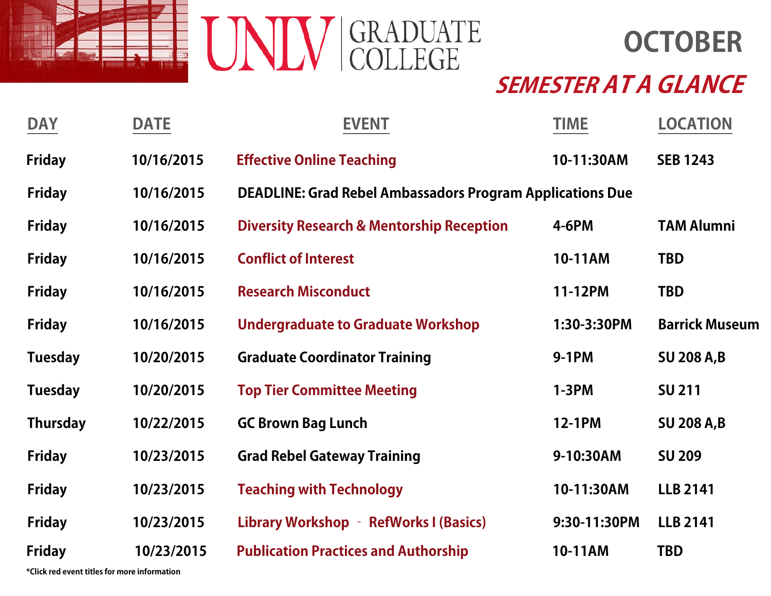# UNLV GRADUATE COLLEGE

## OCTOBER

### *SEMESTER AT A GLANCE*

| DAY | DATE | EVENT | TIME | LOCATION |
|---|---|---|---|---|
| Friday | 10/16/2015 | Effective Online Teaching | 10-11:30AM | SEB 1243 |
| Friday | 10/16/2015 | DEADLINE: Grad Rebel Ambassadors Program Applications Due | | |
| Friday | 10/16/2015 | Diversity Research & Mentorship Reception | 4-6PM | TAM Alumni |
| Friday | 10/16/2015 | Conflict of Interest | 10-11AM | TBD |
| Friday | 10/16/2015 | Research Misconduct | 11-12PM | TBD |
| Friday | 10/16/2015 | Undergraduate to Graduate Workshop | 1:30-3:30PM | Barrick Museum |
| Tuesday | 10/20/2015 | Graduate Coordinator Training | 9-1PM | SU 208 A,B |
| Tuesday | 10/20/2015 | Top Tier Committee Meeting | 1-3PM | SU 211 |
| Thursday | 10/22/2015 | GC Brown Bag Lunch | 12-1PM | SU 208 A,B |
| Friday | 10/23/2015 | Grad Rebel Gateway Training | 9-10:30AM | SU 209 |
| Friday | 10/23/2015 | Teaching with Technology | 10-11:30AM | LLB 2141 |
| Friday | 10/23/2015 | Library Workshop - RefWorks I (Basics) | 9:30-11:30PM | LLB 2141 |
| Friday | 10/23/2015 | Publication Practices and Authorship | 10-11AM | TBD |

*Click red event titles for more information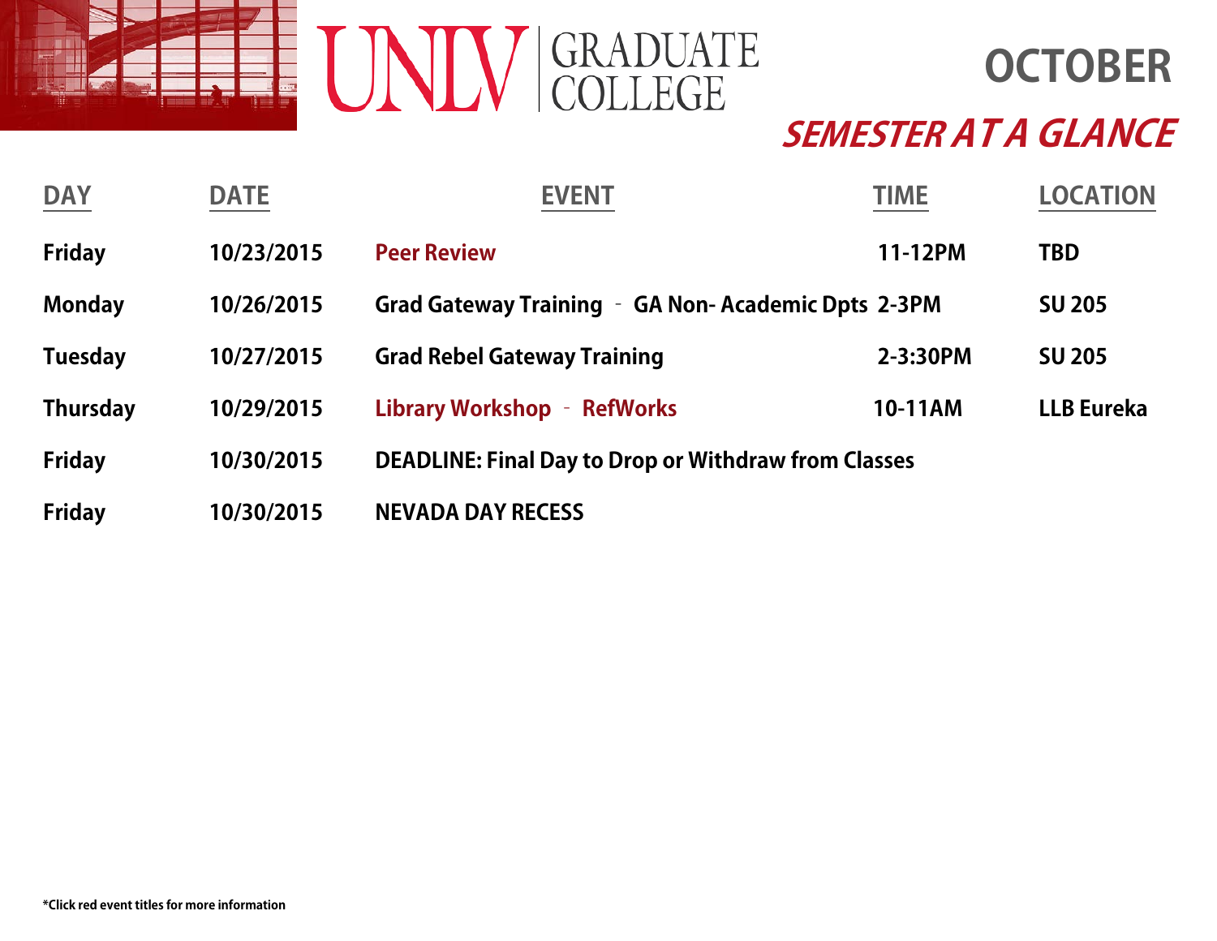UNLV GRADUATE COLLEGE

# OCTOBER

## *SEMESTER AT A GLANCE*

| DAY | DATE | EVENT | TIME | LOCATION |
|---|---|---|---|---|
| Friday | 10/23/2015 | Peer Review | 11-12PM | TBD |
| Monday | 10/26/2015 | Grad Gateway Training - GA Non- Academic Dpts | 2-3PM | SU 205 |
| Tuesday | 10/27/2015 | Grad Rebel Gateway Training | 2-3:30PM | SU 205 |
| Thursday | 10/29/2015 | Library Workshop - RefWorks | 10-11AM | LLB Eureka |
| Friday | 10/30/2015 | DEADLINE: Final Day to Drop or Withdraw from Classes | | |
| Friday | 10/30/2015 | NEVADA DAY RECESS | | |

**\*Click red event titles for more information**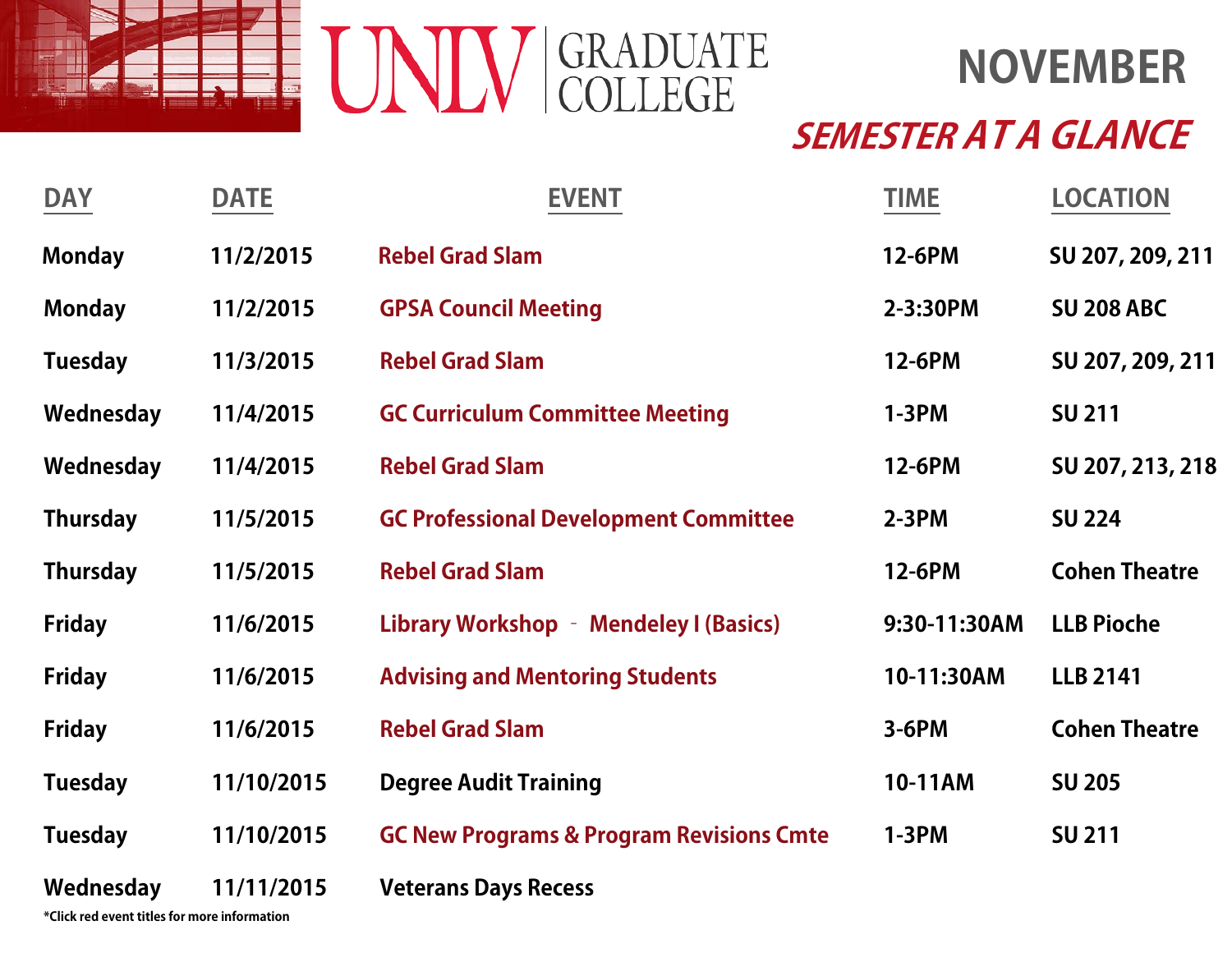# UNLV GRADUATE COLLEGE

## NOVEMBER

## *SEMESTER AT A GLANCE*

| DAY | DATE | EVENT | TIME | LOCATION |
|---|---|---|---|---|
| Monday | 11/2/2015 | Rebel Grad Slam | 12-6PM | SU 207, 209, 211 |
| Monday | 11/2/2015 | GPSA Council Meeting | 2-3:30PM | SU 208 ABC |
| Tuesday | 11/3/2015 | Rebel Grad Slam | 12-6PM | SU 207, 209, 211 |
| Wednesday | 11/4/2015 | GC Curriculum Committee Meeting | 1-3PM | SU 211 |
| Wednesday | 11/4/2015 | Rebel Grad Slam | 12-6PM | SU 207, 213, 218 |
| Thursday | 11/5/2015 | GC Professional Development Committee | 2-3PM | SU 224 |
| Thursday | 11/5/2015 | Rebel Grad Slam | 12-6PM | Cohen Theatre |
| Friday | 11/6/2015 | Library Workshop - Mendeley I (Basics) | 9:30-11:30AM | LLB Pioche |
| Friday | 11/6/2015 | Advising and Mentoring Students | 10-11:30AM | LLB 2141 |
| Friday | 11/6/2015 | Rebel Grad Slam | 3-6PM | Cohen Theatre |
| Tuesday | 11/10/2015 | Degree Audit Training | 10-11AM | SU 205 |
| Tuesday | 11/10/2015 | GC New Programs & Program Revisions Cmte | 1-3PM | SU 211 |
| Wednesday | 11/11/2015 | Veterans Days Recess | | |

*Click red event titles for more information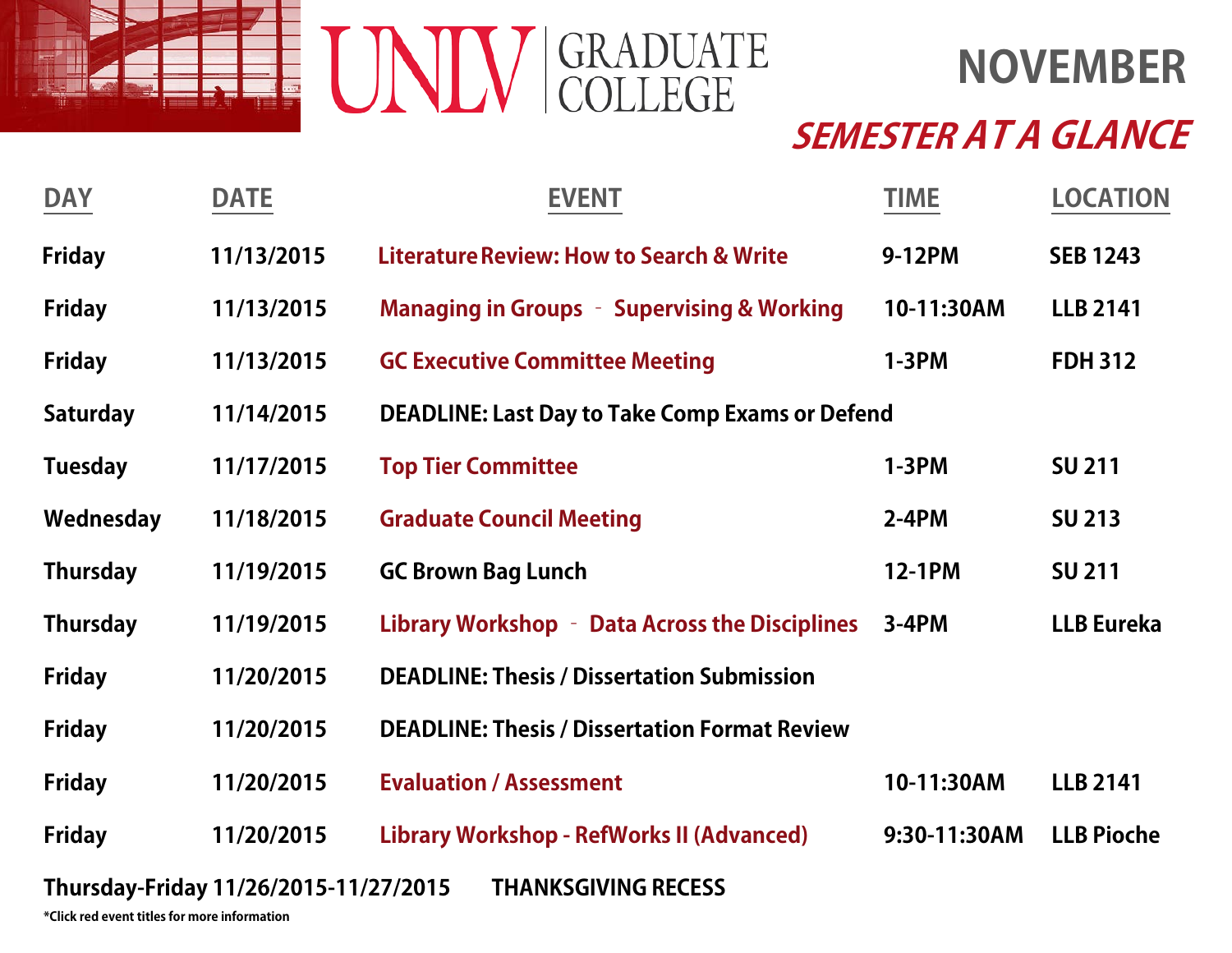# UNLV GRADUATE COLLEGE

## NOVEMBER

### *SEMESTER AT A GLANCE*

| DAY | DATE | EVENT | TIME | LOCATION |
|---|---|---|---|---|
| Friday | 11/13/2015 | Literature Review: How to Search & Write | 9-12PM | SEB 1243 |
| Friday | 11/13/2015 | Managing in Groups - Supervising & Working | 10-11:30AM | LLB 2141 |
| Friday | 11/13/2015 | GC Executive Committee Meeting | 1-3PM | FDH 312 |
| Saturday | 11/14/2015 | DEADLINE: Last Day to Take Comp Exams or Defend | | |
| Tuesday | 11/17/2015 | Top Tier Committee | 1-3PM | SU 211 |
| Wednesday | 11/18/2015 | Graduate Council Meeting | 2-4PM | SU 213 |
| Thursday | 11/19/2015 | GC Brown Bag Lunch | 12-1PM | SU 211 |
| Thursday | 11/19/2015 | Library Workshop - Data Across the Disciplines | 3-4PM | LLB Eureka |
| Friday | 11/20/2015 | DEADLINE: Thesis / Dissertation Submission | | |
| Friday | 11/20/2015 | DEADLINE: Thesis / Dissertation Format Review | | |
| Friday | 11/20/2015 | Evaluation / Assessment | 10-11:30AM | LLB 2141 |
| Friday | 11/20/2015 | Library Workshop - RefWorks II (Advanced) | 9:30-11:30AM | LLB Pioche |

**Thursday-Friday 11/26/2015-11/27/2015 THANKSGIVING RECESS**

*Click red event titles for more information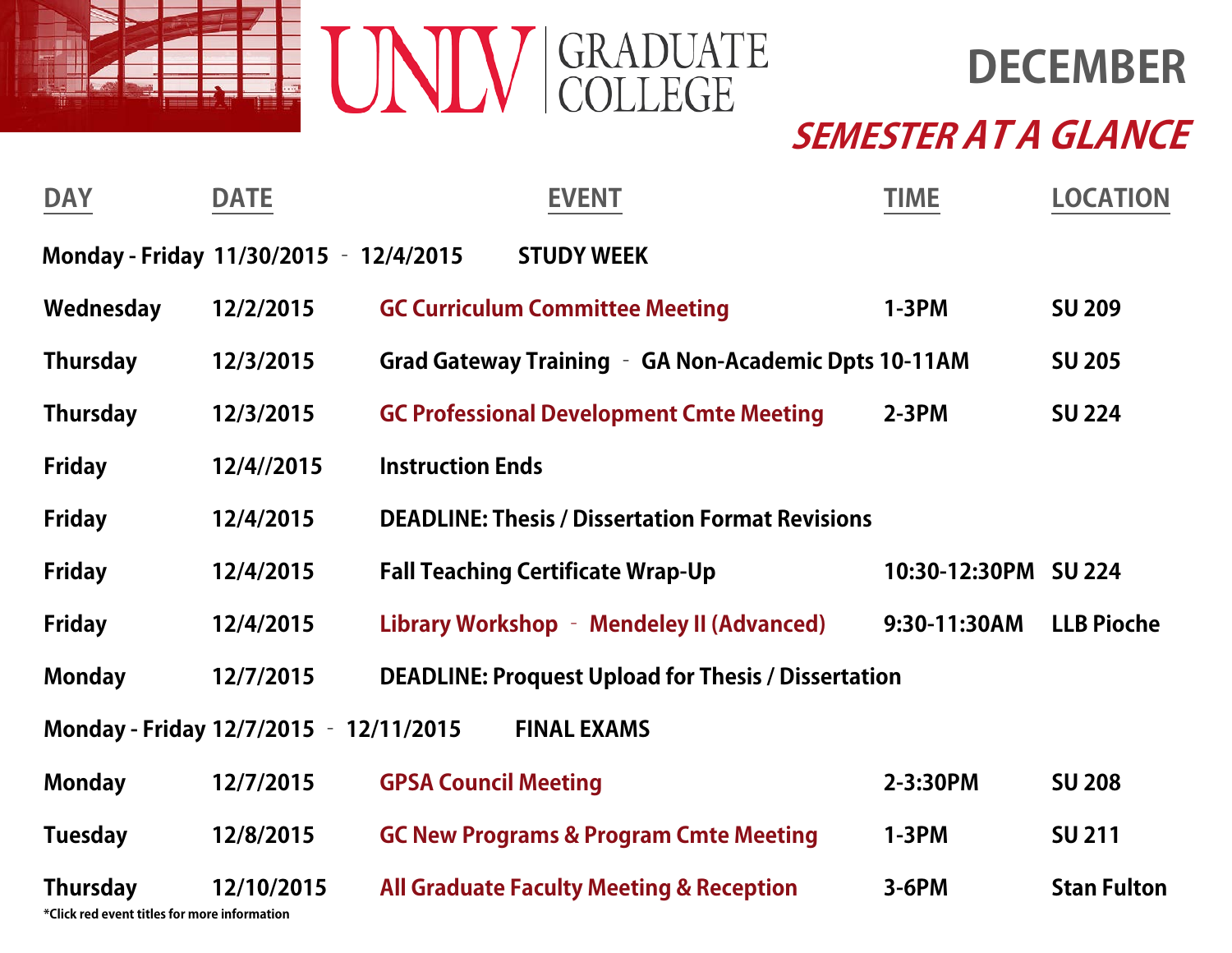# UNLV GRADUATE COLLEGE

## DECEMBER

## *SEMESTER AT A GLANCE*

| DAY | DATE | EVENT | TIME | LOCATION |
|---|---|---|---|---|
| Monday - Friday | 11/30/2015 - 12/4/2015 | STUDY WEEK | | |
| Wednesday | 12/2/2015 | GC Curriculum Committee Meeting | 1-3PM | SU 209 |
| Thursday | 12/3/2015 | Grad Gateway Training - GA Non-Academic Dpts | 10-11AM | SU 205 |
| Thursday | 12/3/2015 | GC Professional Development Cmte Meeting | 2-3PM | SU 224 |
| Friday | 12/4//2015 | Instruction Ends | | |
| Friday | 12/4/2015 | DEADLINE: Thesis / Dissertation Format Revisions | | |
| Friday | 12/4/2015 | Fall Teaching Certificate Wrap-Up | 10:30-12:30PM | SU 224 |
| Friday | 12/4/2015 | Library Workshop - Mendeley II (Advanced) | 9:30-11:30AM | LLB Pioche |
| Monday | 12/7/2015 | DEADLINE: Proquest Upload for Thesis / Dissertation | | |
| Monday - Friday | 12/7/2015 - 12/11/2015 | FINAL EXAMS | | |
| Monday | 12/7/2015 | GPSA Council Meeting | 2-3:30PM | SU 208 |
| Tuesday | 12/8/2015 | GC New Programs & Program Cmte Meeting | 1-3PM | SU 211 |
| Thursday | 12/10/2015 | All Graduate Faculty Meeting & Reception | 3-6PM | Stan Fulton |

*Click red event titles for more information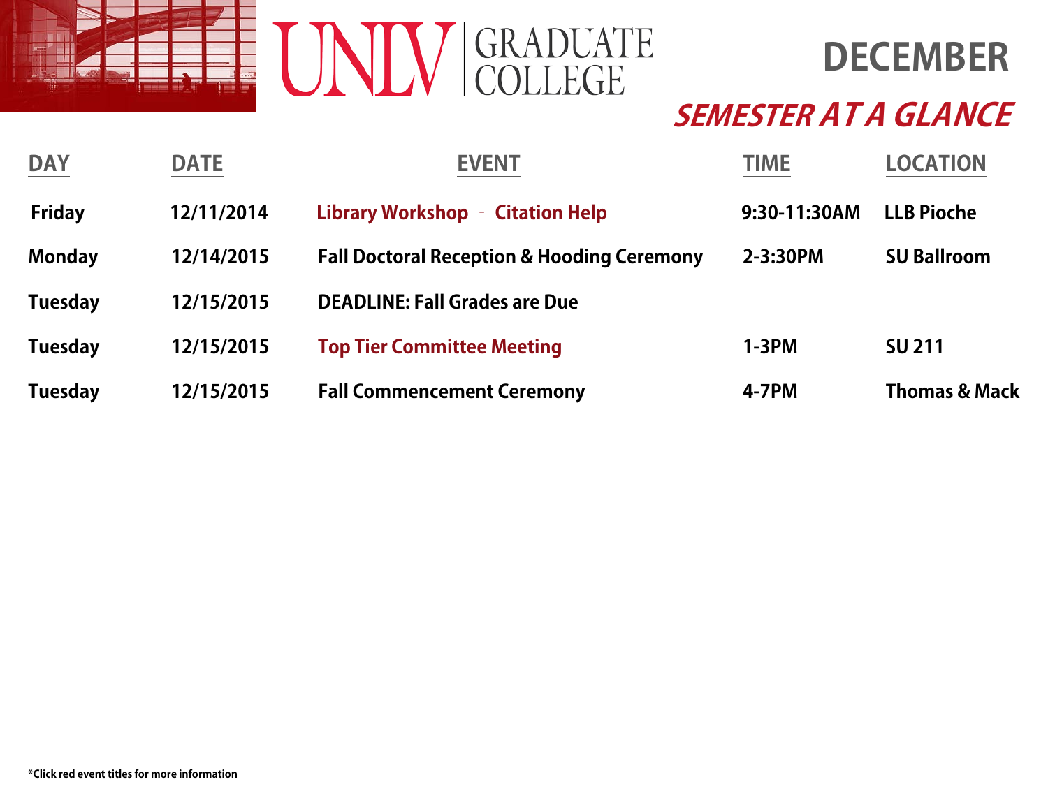# UNLV GRADUATE COLLEGE

## DECEMBER

## *SEMESTER AT A GLANCE*

| DAY | DATE | EVENT | TIME | LOCATION |
|---|---|---|---|---|
| Friday | 12/11/2014 | Library Workshop - Citation Help | 9:30-11:30AM | LLB Pioche |
| Monday | 12/14/2015 | Fall Doctoral Reception & Hooding Ceremony | 2-3:30PM | SU Ballroom |
| Tuesday | 12/15/2015 | DEADLINE: Fall Grades are Due | | |
| Tuesday | 12/15/2015 | Top Tier Committee Meeting | 1-3PM | SU 211 |
| Tuesday | 12/15/2015 | Fall Commencement Ceremony | 4-7PM | Thomas & Mack |

*Click red event titles for more information